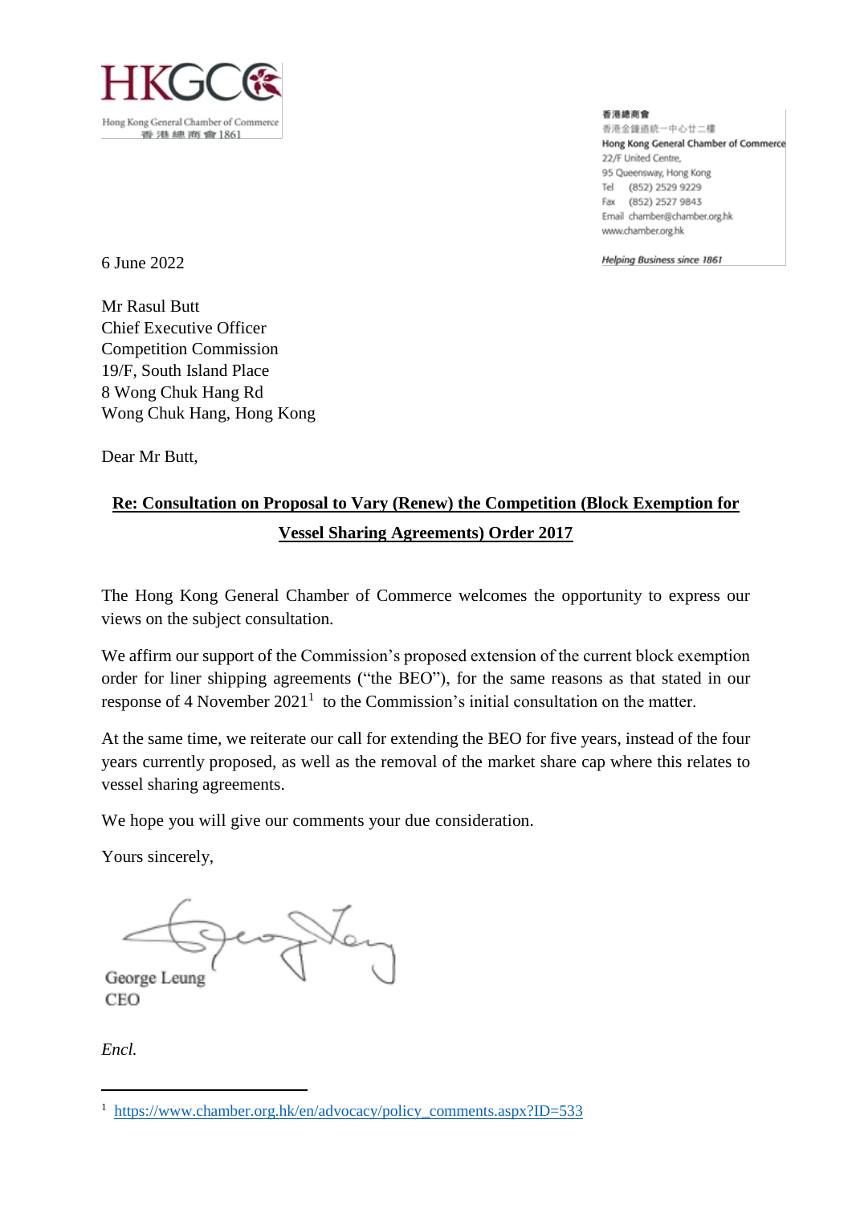HKGCC

Hong Kong General Chamber of Commerce
香港總商會1861

香港總商會
香港金鐘道統一中心廿二樓
Hong Kong General Chamber of Commerce
22/F United Centre,
95 Queensway, Hong Kong
Tel (852) 2529 9229
Fax (852) 2527 9843
Email chamber@chamber.org.hk
www.chamber.org.hk

*Helping Business since 1861*

6 June 2022

Mr Rasul Butt
Chief Executive Officer
Competition Commission
19/F, South Island Place
8 Wong Chuk Hang Rd
Wong Chuk Hang, Hong Kong

Dear Mr Butt,

**Re: Consultation on Proposal to Vary (Renew) the Competition (Block Exemption for Vessel Sharing Agreements) Order 2017**

The Hong Kong General Chamber of Commerce welcomes the opportunity to express our views on the subject consultation.

We affirm our support of the Commission's proposed extension of the current block exemption order for liner shipping agreements ("the BEO"), for the same reasons as that stated in our response of 4 November 2021[1] to the Commission's initial consultation on the matter.

At the same time, we reiterate our call for extending the BEO for five years, instead of the four years currently proposed, as well as the removal of the market share cap where this relates to vessel sharing agreements.

We hope you will give our comments your due consideration.

Yours sincerely,

George Leung
CEO

*Encl.*

[1] https://www.chamber.org.hk/en/advocacy/policy_comments.aspx?ID=533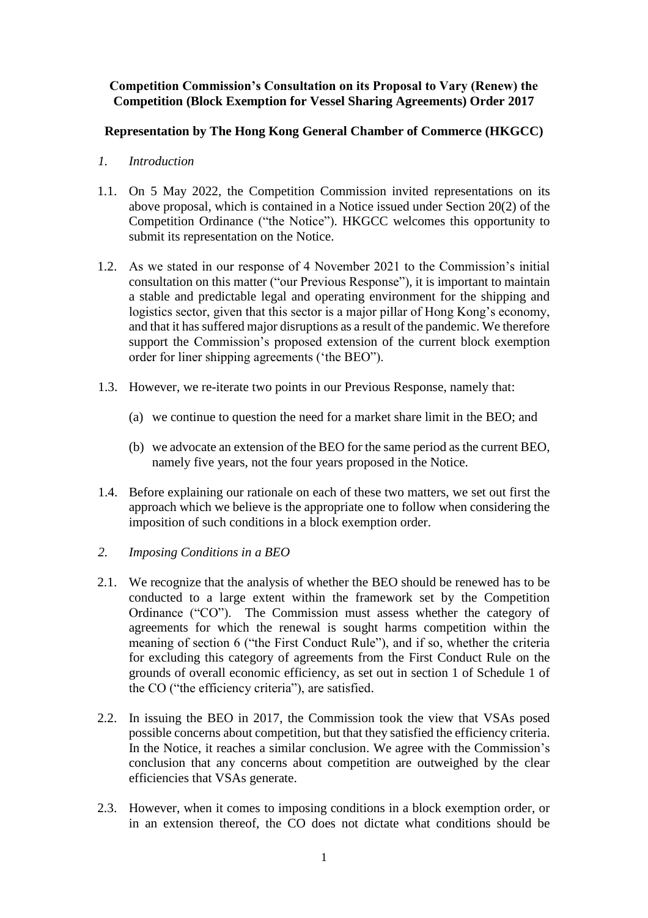**Competition Commission's Consultation on its Proposal to Vary (Renew) the Competition (Block Exemption for Vessel Sharing Agreements) Order 2017**

**Representation by The Hong Kong General Chamber of Commerce (HKGCC)**

*1. Introduction*

1.1. On 5 May 2022, the Competition Commission invited representations on its above proposal, which is contained in a Notice issued under Section 20(2) of the Competition Ordinance ("the Notice"). HKGCC welcomes this opportunity to submit its representation on the Notice.

1.2. As we stated in our response of 4 November 2021 to the Commission's initial consultation on this matter ("our Previous Response"), it is important to maintain a stable and predictable legal and operating environment for the shipping and logistics sector, given that this sector is a major pillar of Hong Kong's economy, and that it has suffered major disruptions as a result of the pandemic. We therefore support the Commission's proposed extension of the current block exemption order for liner shipping agreements ('the BEO").

1.3. However, we re-iterate two points in our Previous Response, namely that:

(a) we continue to question the need for a market share limit in the BEO; and

(b) we advocate an extension of the BEO for the same period as the current BEO, namely five years, not the four years proposed in the Notice.

1.4. Before explaining our rationale on each of these two matters, we set out first the approach which we believe is the appropriate one to follow when considering the imposition of such conditions in a block exemption order.

*2. Imposing Conditions in a BEO*

2.1. We recognize that the analysis of whether the BEO should be renewed has to be conducted to a large extent within the framework set by the Competition Ordinance ("CO"). The Commission must assess whether the category of agreements for which the renewal is sought harms competition within the meaning of section 6 ("the First Conduct Rule"), and if so, whether the criteria for excluding this category of agreements from the First Conduct Rule on the grounds of overall economic efficiency, as set out in section 1 of Schedule 1 of the CO ("the efficiency criteria"), are satisfied.

2.2. In issuing the BEO in 2017, the Commission took the view that VSAs posed possible concerns about competition, but that they satisfied the efficiency criteria. In the Notice, it reaches a similar conclusion. We agree with the Commission's conclusion that any concerns about competition are outweighed by the clear efficiencies that VSAs generate.

2.3. However, when it comes to imposing conditions in a block exemption order, or in an extension thereof, the CO does not dictate what conditions should be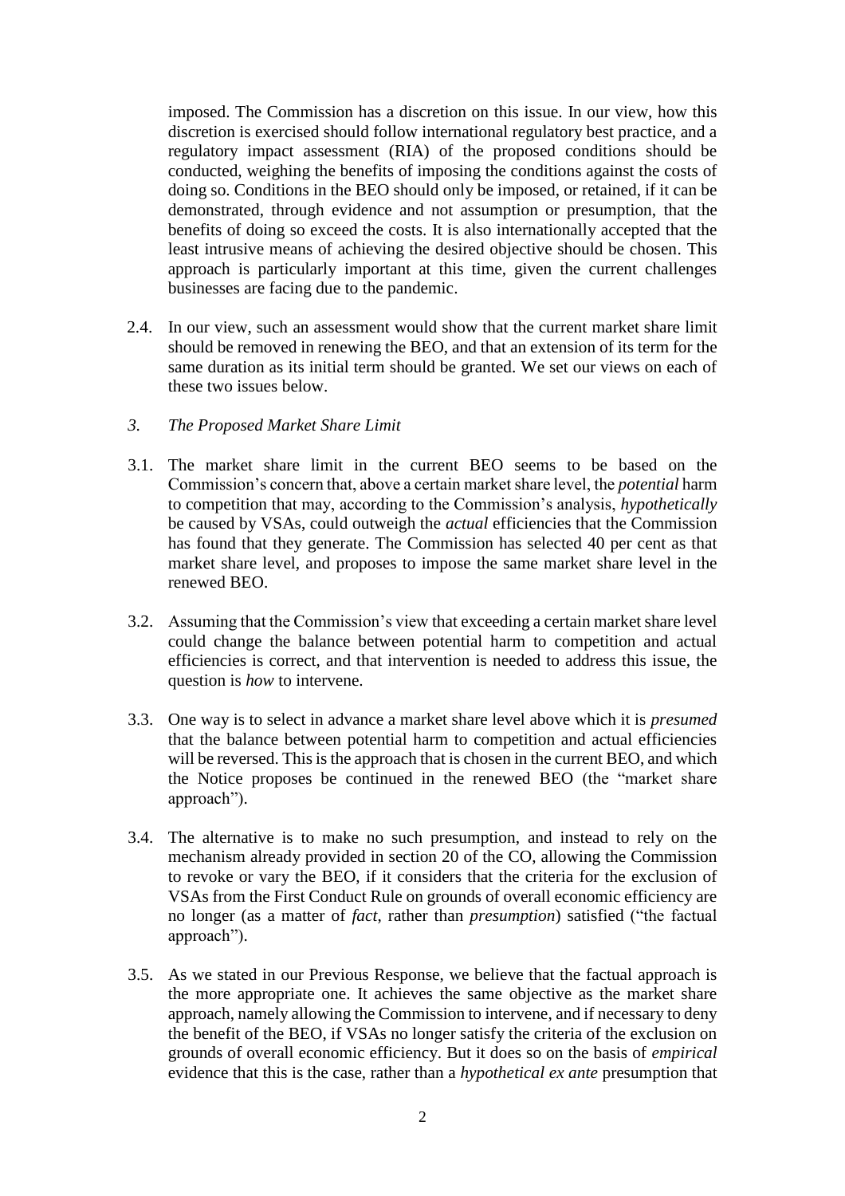imposed. The Commission has a discretion on this issue. In our view, how this discretion is exercised should follow international regulatory best practice, and a regulatory impact assessment (RIA) of the proposed conditions should be conducted, weighing the benefits of imposing the conditions against the costs of doing so. Conditions in the BEO should only be imposed, or retained, if it can be demonstrated, through evidence and not assumption or presumption, that the benefits of doing so exceed the costs. It is also internationally accepted that the least intrusive means of achieving the desired objective should be chosen. This approach is particularly important at this time, given the current challenges businesses are facing due to the pandemic.

2.4. In our view, such an assessment would show that the current market share limit should be removed in renewing the BEO, and that an extension of its term for the same duration as its initial term should be granted. We set our views on each of these two issues below.

## *3. The Proposed Market Share Limit*

3.1. The market share limit in the current BEO seems to be based on the Commission's concern that, above a certain market share level, the *potential* harm to competition that may, according to the Commission's analysis, *hypothetically* be caused by VSAs, could outweigh the *actual* efficiencies that the Commission has found that they generate. The Commission has selected 40 per cent as that market share level, and proposes to impose the same market share level in the renewed BEO.

3.2. Assuming that the Commission's view that exceeding a certain market share level could change the balance between potential harm to competition and actual efficiencies is correct, and that intervention is needed to address this issue, the question is *how* to intervene.

3.3. One way is to select in advance a market share level above which it is *presumed* that the balance between potential harm to competition and actual efficiencies will be reversed. This is the approach that is chosen in the current BEO, and which the Notice proposes be continued in the renewed BEO (the "market share approach").

3.4. The alternative is to make no such presumption, and instead to rely on the mechanism already provided in section 20 of the CO, allowing the Commission to revoke or vary the BEO, if it considers that the criteria for the exclusion of VSAs from the First Conduct Rule on grounds of overall economic efficiency are no longer (as a matter of *fact*, rather than *presumption*) satisfied ("the factual approach").

3.5. As we stated in our Previous Response, we believe that the factual approach is the more appropriate one. It achieves the same objective as the market share approach, namely allowing the Commission to intervene, and if necessary to deny the benefit of the BEO, if VSAs no longer satisfy the criteria of the exclusion on grounds of overall economic efficiency. But it does so on the basis of *empirical* evidence that this is the case, rather than a *hypothetical ex ante* presumption that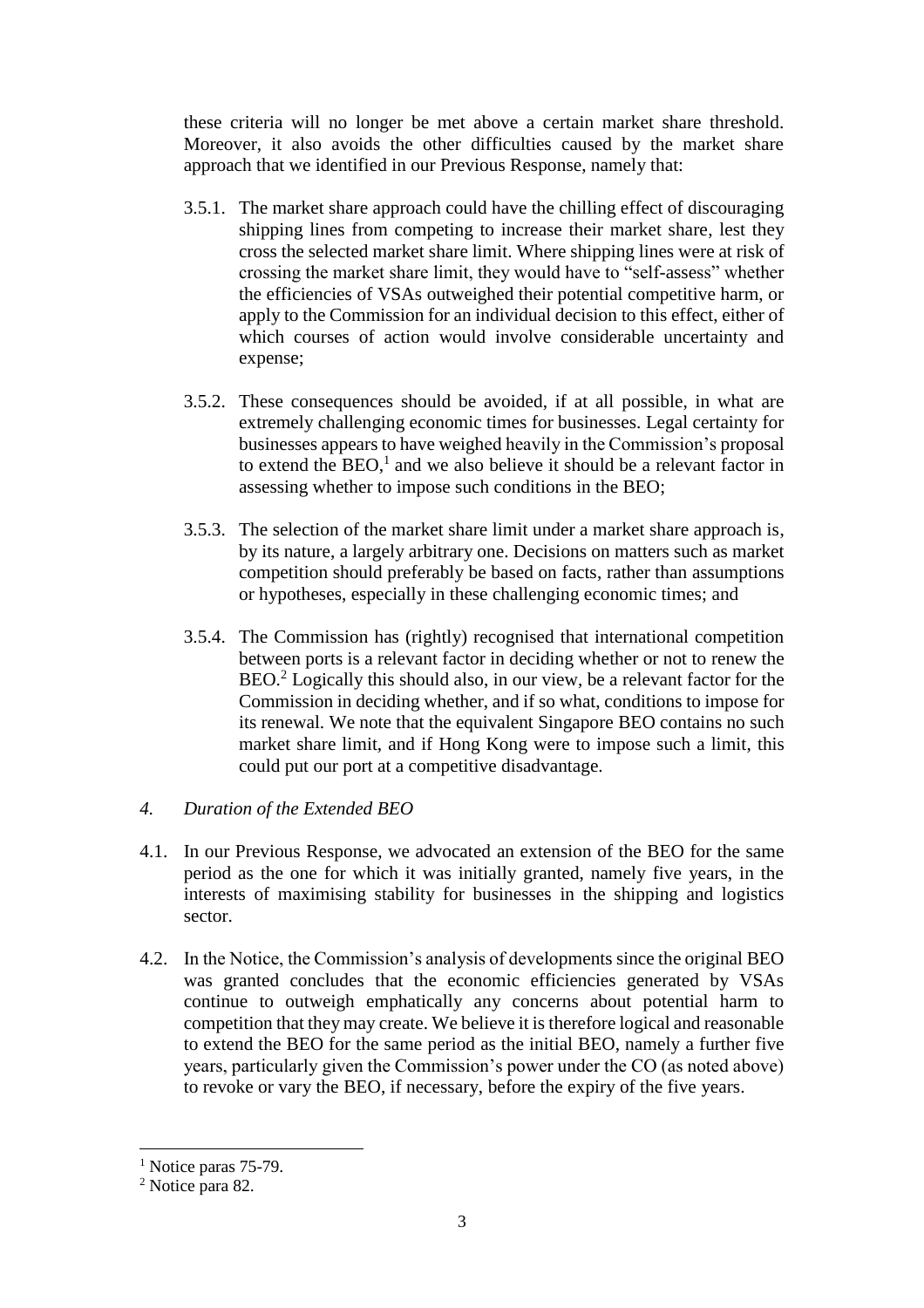these criteria will no longer be met above a certain market share threshold. Moreover, it also avoids the other difficulties caused by the market share approach that we identified in our Previous Response, namely that:

3.5.1. The market share approach could have the chilling effect of discouraging shipping lines from competing to increase their market share, lest they cross the selected market share limit. Where shipping lines were at risk of crossing the market share limit, they would have to "self-assess" whether the efficiencies of VSAs outweighed their potential competitive harm, or apply to the Commission for an individual decision to this effect, either of which courses of action would involve considerable uncertainty and expense;

3.5.2. These consequences should be avoided, if at all possible, in what are extremely challenging economic times for businesses. Legal certainty for businesses appears to have weighed heavily in the Commission's proposal to extend the BEO,[1] and we also believe it should be a relevant factor in assessing whether to impose such conditions in the BEO;

3.5.3. The selection of the market share limit under a market share approach is, by its nature, a largely arbitrary one. Decisions on matters such as market competition should preferably be based on facts, rather than assumptions or hypotheses, especially in these challenging economic times; and

3.5.4. The Commission has (rightly) recognised that international competition between ports is a relevant factor in deciding whether or not to renew the BEO.[2] Logically this should also, in our view, be a relevant factor for the Commission in deciding whether, and if so what, conditions to impose for its renewal. We note that the equivalent Singapore BEO contains no such market share limit, and if Hong Kong were to impose such a limit, this could put our port at a competitive disadvantage.

*4. Duration of the Extended BEO*

4.1. In our Previous Response, we advocated an extension of the BEO for the same period as the one for which it was initially granted, namely five years, in the interests of maximising stability for businesses in the shipping and logistics sector.

4.2. In the Notice, the Commission's analysis of developments since the original BEO was granted concludes that the economic efficiencies generated by VSAs continue to outweigh emphatically any concerns about potential harm to competition that they may create. We believe it is therefore logical and reasonable to extend the BEO for the same period as the initial BEO, namely a further five years, particularly given the Commission's power under the CO (as noted above) to revoke or vary the BEO, if necessary, before the expiry of the five years.

---

[1] Notice paras 75-79.

[2] Notice para 82.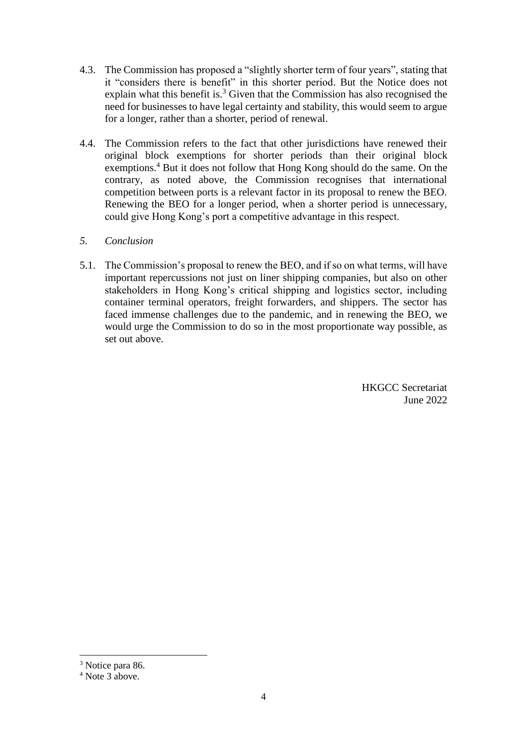4.3. The Commission has proposed a "slightly shorter term of four years", stating that it "considers there is benefit" in this shorter period. But the Notice does not explain what this benefit is.[3] Given that the Commission has also recognised the need for businesses to have legal certainty and stability, this would seem to argue for a longer, rather than a shorter, period of renewal.

4.4. The Commission refers to the fact that other jurisdictions have renewed their original block exemptions for shorter periods than their original block exemptions.[4] But it does not follow that Hong Kong should do the same. On the contrary, as noted above, the Commission recognises that international competition between ports is a relevant factor in its proposal to renew the BEO. Renewing the BEO for a longer period, when a shorter period is unnecessary, could give Hong Kong's port a competitive advantage in this respect.

*5. Conclusion*

5.1. The Commission's proposal to renew the BEO, and if so on what terms, will have important repercussions not just on liner shipping companies, but also on other stakeholders in Hong Kong's critical shipping and logistics sector, including container terminal operators, freight forwarders, and shippers. The sector has faced immense challenges due to the pandemic, and in renewing the BEO, we would urge the Commission to do so in the most proportionate way possible, as set out above.

HKGCC Secretariat
June 2022

---

[3] Notice para 86.

[4] Note 3 above.